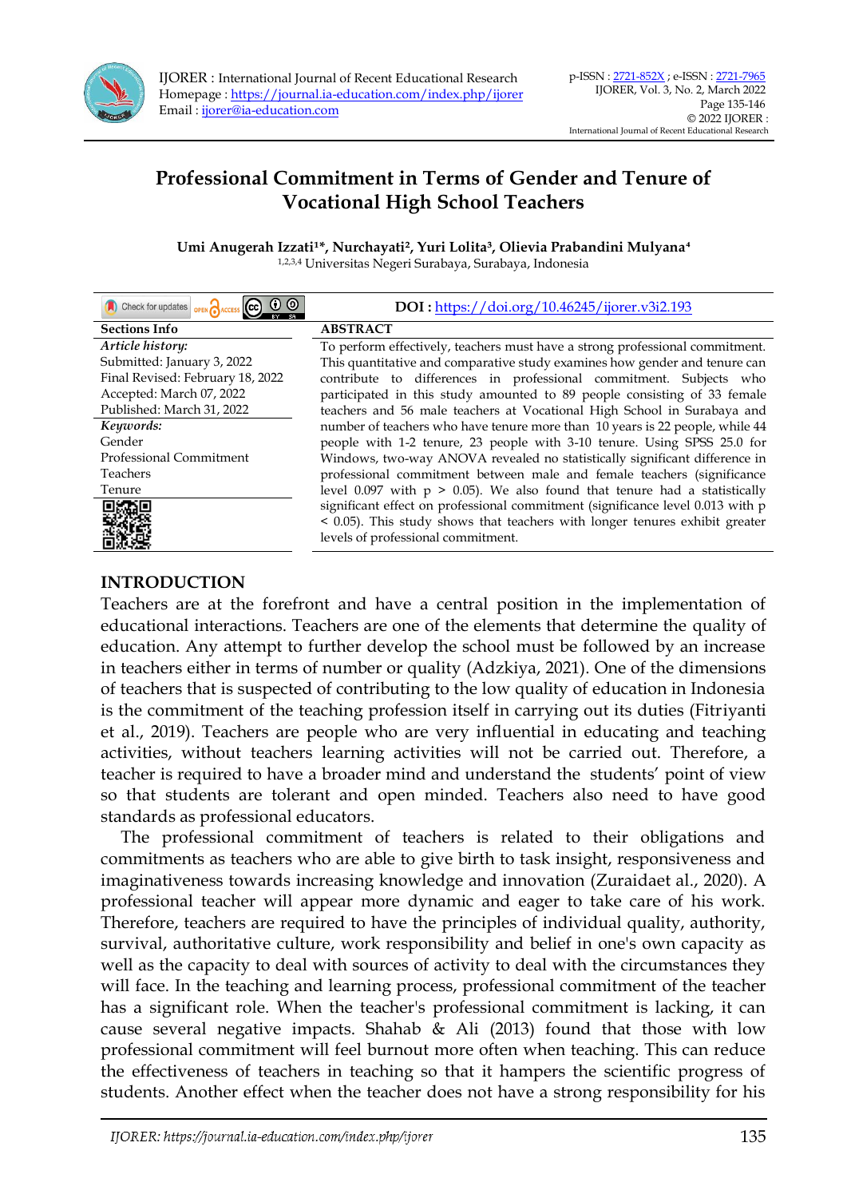# Professional Commitment in Terms of Gender and Tenure of Vocational High School Teachers

**Umi Anugerah Izzati[1]\*, Nurchayati[2], Yuri Lolita[3], Olievia Prabandini Mulyana[4]**
[1,2,3,4] Universitas Negeri Surabaya, Surabaya, Indonesia

**DOI :** https://doi.org/10.46245/ijorer.v3i2.193

| Sections Info | ABSTRACT |
|---|---|
| ***Article history:*** Submitted: January 3, 2022; Final Revised: February 18, 2022; Accepted: March 07, 2022; Published: March 31, 2022 ***Keywords:*** Gender; Professional Commitment; Teachers; Tenure | To perform effectively, teachers must have a strong professional commitment. This quantitative and comparative study examines how gender and tenure can contribute to differences in professional commitment. Subjects who participated in this study amounted to 89 people consisting of 33 female teachers and 56 male teachers at Vocational High School in Surabaya and number of teachers who have tenure more than 10 years is 22 people, while 44 people with 1-2 tenure, 23 people with 3-10 tenure. Using SPSS 25.0 for Windows, two-way ANOVA revealed no statistically significant difference in professional commitment between male and female teachers (significance level 0.097 with $p > 0.05$). We also found that tenure had a statistically significant effect on professional commitment (significance level 0.013 with $p < 0.05$). This study shows that teachers with longer tenures exhibit greater levels of professional commitment. |

## INTRODUCTION

Teachers are at the forefront and have a central position in the implementation of educational interactions. Teachers are one of the elements that determine the quality of education. Any attempt to further develop the school must be followed by an increase in teachers either in terms of number or quality (Adzkiya, 2021). One of the dimensions of teachers that is suspected of contributing to the low quality of education in Indonesia is the commitment of the teaching profession itself in carrying out its duties (Fitriyanti et al., 2019). Teachers are people who are very influential in educating and teaching activities, without teachers learning activities will not be carried out. Therefore, a teacher is required to have a broader mind and understand the students' point of view so that students are tolerant and open minded. Teachers also need to have good standards as professional educators.

The professional commitment of teachers is related to their obligations and commitments as teachers who are able to give birth to task insight, responsiveness and imaginativeness towards increasing knowledge and innovation (Zuraidaet al., 2020). A professional teacher will appear more dynamic and eager to take care of his work. Therefore, teachers are required to have the principles of individual quality, authority, survival, authoritative culture, work responsibility and belief in one's own capacity as well as the capacity to deal with sources of activity to deal with the circumstances they will face. In the teaching and learning process, professional commitment of the teacher has a significant role. When the teacher's professional commitment is lacking, it can cause several negative impacts. Shahab & Ali (2013) found that those with low professional commitment will feel burnout more often when teaching. This can reduce the effectiveness of teachers in teaching so that it hampers the scientific progress of students. Another effect when the teacher does not have a strong responsibility for his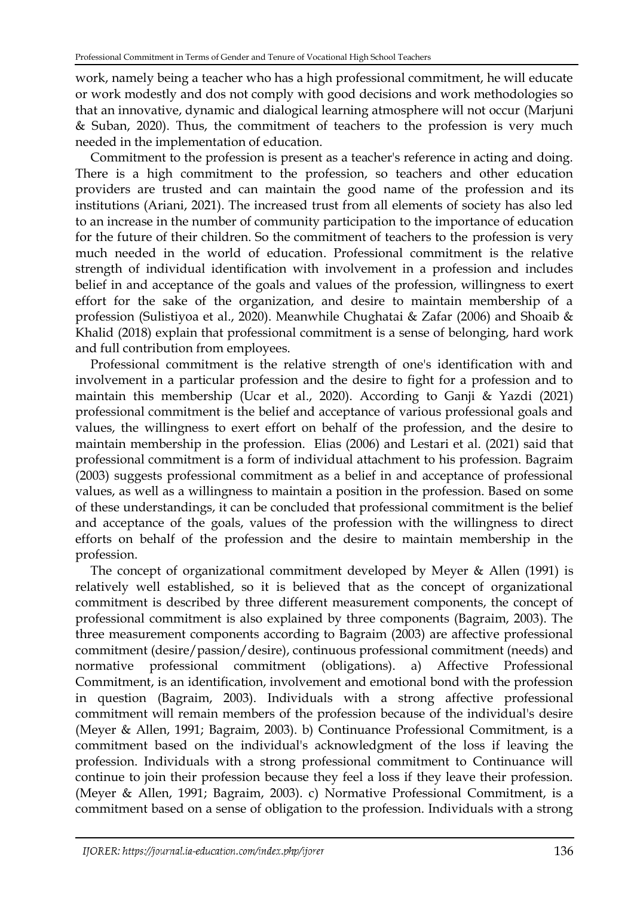work, namely being a teacher who has a high professional commitment, he will educate or work modestly and dos not comply with good decisions and work methodologies so that an innovative, dynamic and dialogical learning atmosphere will not occur (Marjuni & Suban, 2020). Thus, the commitment of teachers to the profession is very much needed in the implementation of education.

Commitment to the profession is present as a teacher's reference in acting and doing. There is a high commitment to the profession, so teachers and other education providers are trusted and can maintain the good name of the profession and its institutions (Ariani, 2021). The increased trust from all elements of society has also led to an increase in the number of community participation to the importance of education for the future of their children. So the commitment of teachers to the profession is very much needed in the world of education. Professional commitment is the relative strength of individual identification with involvement in a profession and includes belief in and acceptance of the goals and values of the profession, willingness to exert effort for the sake of the organization, and desire to maintain membership of a profession (Sulistiyoa et al., 2020). Meanwhile Chughatai & Zafar (2006) and Shoaib & Khalid (2018) explain that professional commitment is a sense of belonging, hard work and full contribution from employees.

Professional commitment is the relative strength of one's identification with and involvement in a particular profession and the desire to fight for a profession and to maintain this membership (Ucar et al., 2020). According to Ganji & Yazdi (2021) professional commitment is the belief and acceptance of various professional goals and values, the willingness to exert effort on behalf of the profession, and the desire to maintain membership in the profession. Elias (2006) and Lestari et al. (2021) said that professional commitment is a form of individual attachment to his profession. Bagraim (2003) suggests professional commitment as a belief in and acceptance of professional values, as well as a willingness to maintain a position in the profession. Based on some of these understandings, it can be concluded that professional commitment is the belief and acceptance of the goals, values of the profession with the willingness to direct efforts on behalf of the profession and the desire to maintain membership in the profession.

The concept of organizational commitment developed by Meyer & Allen (1991) is relatively well established, so it is believed that as the concept of organizational commitment is described by three different measurement components, the concept of professional commitment is also explained by three components (Bagraim, 2003). The three measurement components according to Bagraim (2003) are affective professional commitment (desire/passion/desire), continuous professional commitment (needs) and normative professional commitment (obligations). a) Affective Professional Commitment, is an identification, involvement and emotional bond with the profession in question (Bagraim, 2003). Individuals with a strong affective professional commitment will remain members of the profession because of the individual's desire (Meyer & Allen, 1991; Bagraim, 2003). b) Continuance Professional Commitment, is a commitment based on the individual's acknowledgment of the loss if leaving the profession. Individuals with a strong professional commitment to Continuance will continue to join their profession because they feel a loss if they leave their profession. (Meyer & Allen, 1991; Bagraim, 2003). c) Normative Professional Commitment, is a commitment based on a sense of obligation to the profession. Individuals with a strong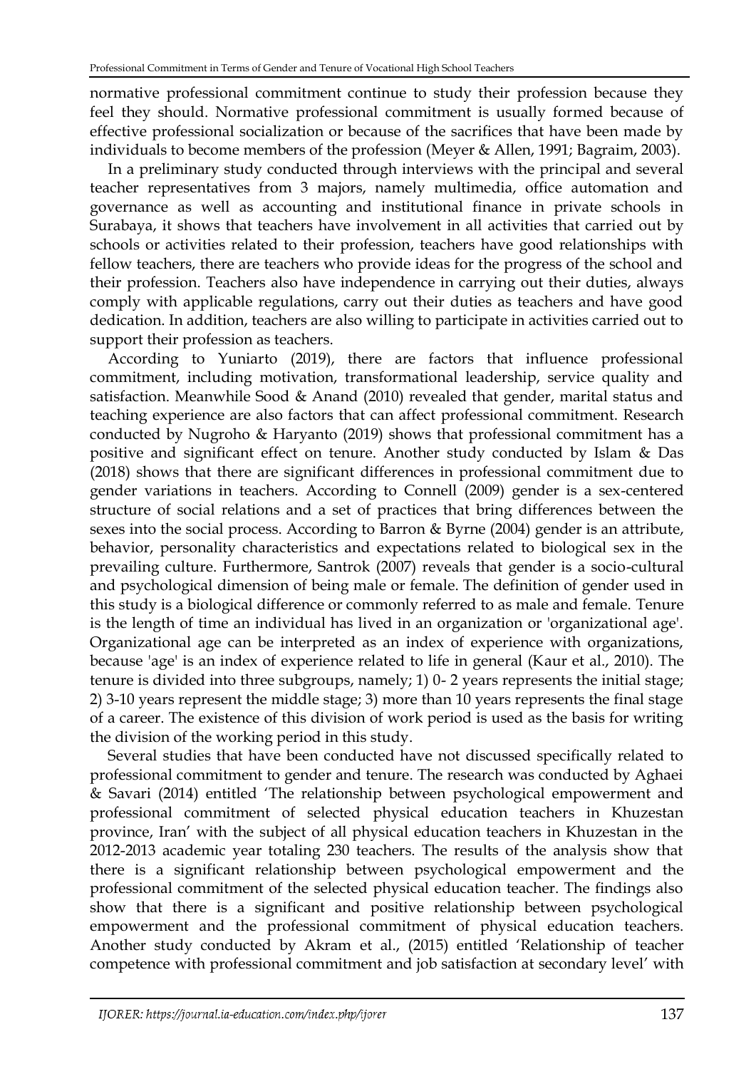normative professional commitment continue to study their profession because they feel they should. Normative professional commitment is usually formed because of effective professional socialization or because of the sacrifices that have been made by individuals to become members of the profession (Meyer & Allen, 1991; Bagraim, 2003).

In a preliminary study conducted through interviews with the principal and several teacher representatives from 3 majors, namely multimedia, office automation and governance as well as accounting and institutional finance in private schools in Surabaya, it shows that teachers have involvement in all activities that carried out by schools or activities related to their profession, teachers have good relationships with fellow teachers, there are teachers who provide ideas for the progress of the school and their profession. Teachers also have independence in carrying out their duties, always comply with applicable regulations, carry out their duties as teachers and have good dedication. In addition, teachers are also willing to participate in activities carried out to support their profession as teachers.

According to Yuniarto (2019), there are factors that influence professional commitment, including motivation, transformational leadership, service quality and satisfaction. Meanwhile Sood & Anand (2010) revealed that gender, marital status and teaching experience are also factors that can affect professional commitment. Research conducted by Nugroho & Haryanto (2019) shows that professional commitment has a positive and significant effect on tenure. Another study conducted by Islam & Das (2018) shows that there are significant differences in professional commitment due to gender variations in teachers. According to Connell (2009) gender is a sex-centered structure of social relations and a set of practices that bring differences between the sexes into the social process. According to Barron & Byrne (2004) gender is an attribute, behavior, personality characteristics and expectations related to biological sex in the prevailing culture. Furthermore, Santrok (2007) reveals that gender is a socio-cultural and psychological dimension of being male or female. The definition of gender used in this study is a biological difference or commonly referred to as male and female. Tenure is the length of time an individual has lived in an organization or 'organizational age'. Organizational age can be interpreted as an index of experience with organizations, because 'age' is an index of experience related to life in general (Kaur et al., 2010). The tenure is divided into three subgroups, namely; 1) 0- 2 years represents the initial stage; 2) 3-10 years represent the middle stage; 3) more than 10 years represents the final stage of a career. The existence of this division of work period is used as the basis for writing the division of the working period in this study.

Several studies that have been conducted have not discussed specifically related to professional commitment to gender and tenure. The research was conducted by Aghaei & Savari (2014) entitled 'The relationship between psychological empowerment and professional commitment of selected physical education teachers in Khuzestan province, Iran' with the subject of all physical education teachers in Khuzestan in the 2012-2013 academic year totaling 230 teachers. The results of the analysis show that there is a significant relationship between psychological empowerment and the professional commitment of the selected physical education teacher. The findings also show that there is a significant and positive relationship between psychological empowerment and the professional commitment of physical education teachers. Another study conducted by Akram et al., (2015) entitled 'Relationship of teacher competence with professional commitment and job satisfaction at secondary level' with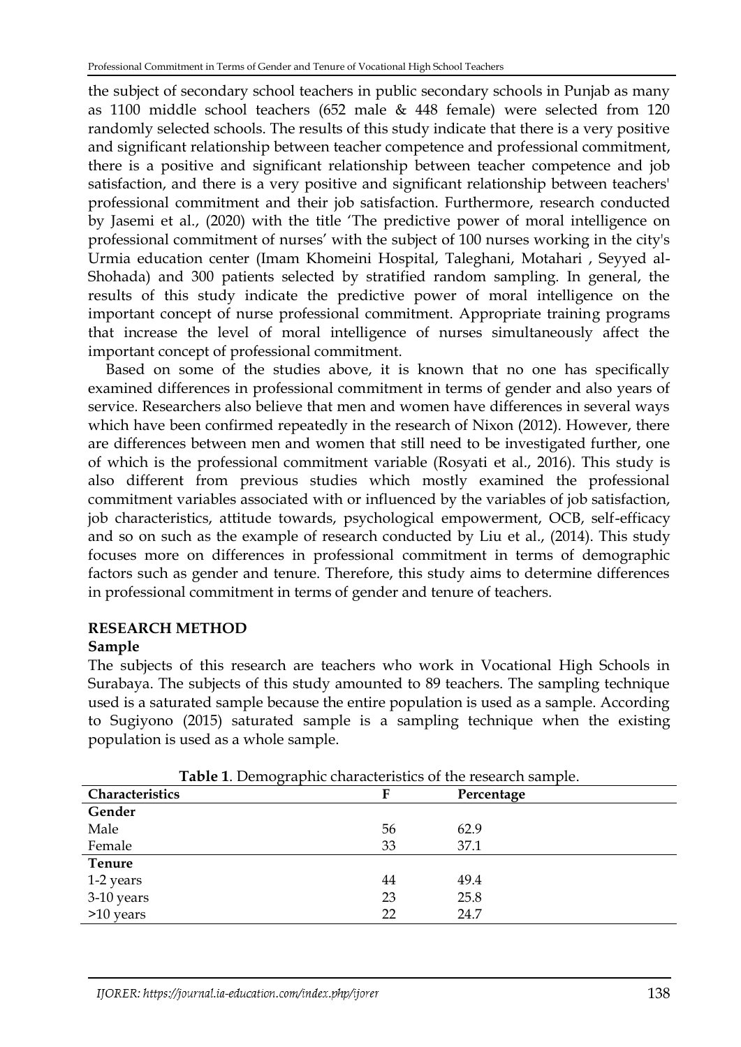the subject of secondary school teachers in public secondary schools in Punjab as many as 1100 middle school teachers (652 male & 448 female) were selected from 120 randomly selected schools. The results of this study indicate that there is a very positive and significant relationship between teacher competence and professional commitment, there is a positive and significant relationship between teacher competence and job satisfaction, and there is a very positive and significant relationship between teachers' professional commitment and their job satisfaction. Furthermore, research conducted by Jasemi et al., (2020) with the title 'The predictive power of moral intelligence on professional commitment of nurses' with the subject of 100 nurses working in the city's Urmia education center (Imam Khomeini Hospital, Taleghani, Motahari , Seyyed al-Shohada) and 300 patients selected by stratified random sampling. In general, the results of this study indicate the predictive power of moral intelligence on the important concept of nurse professional commitment. Appropriate training programs that increase the level of moral intelligence of nurses simultaneously affect the important concept of professional commitment.

Based on some of the studies above, it is known that no one has specifically examined differences in professional commitment in terms of gender and also years of service. Researchers also believe that men and women have differences in several ways which have been confirmed repeatedly in the research of Nixon (2012). However, there are differences between men and women that still need to be investigated further, one of which is the professional commitment variable (Rosyati et al., 2016). This study is also different from previous studies which mostly examined the professional commitment variables associated with or influenced by the variables of job satisfaction, job characteristics, attitude towards, psychological empowerment, OCB, self-efficacy and so on such as the example of research conducted by Liu et al., (2014). This study focuses more on differences in professional commitment in terms of demographic factors such as gender and tenure. Therefore, this study aims to determine differences in professional commitment in terms of gender and tenure of teachers.

## RESEARCH METHOD

### Sample

The subjects of this research are teachers who work in Vocational High Schools in Surabaya. The subjects of this study amounted to 89 teachers. The sampling technique used is a saturated sample because the entire population is used as a sample. According to Sugiyono (2015) saturated sample is a sampling technique when the existing population is used as a whole sample.

**Table 1**. Demographic characteristics of the research sample.

| Characteristics | F | Percentage |
|---|---|---|
| **Gender** | | |
| Male | 56 | 62.9 |
| Female | 33 | 37.1 |
| **Tenure** | | |
| 1-2 years | 44 | 49.4 |
| 3-10 years | 23 | 25.8 |
| >10 years | 22 | 24.7 |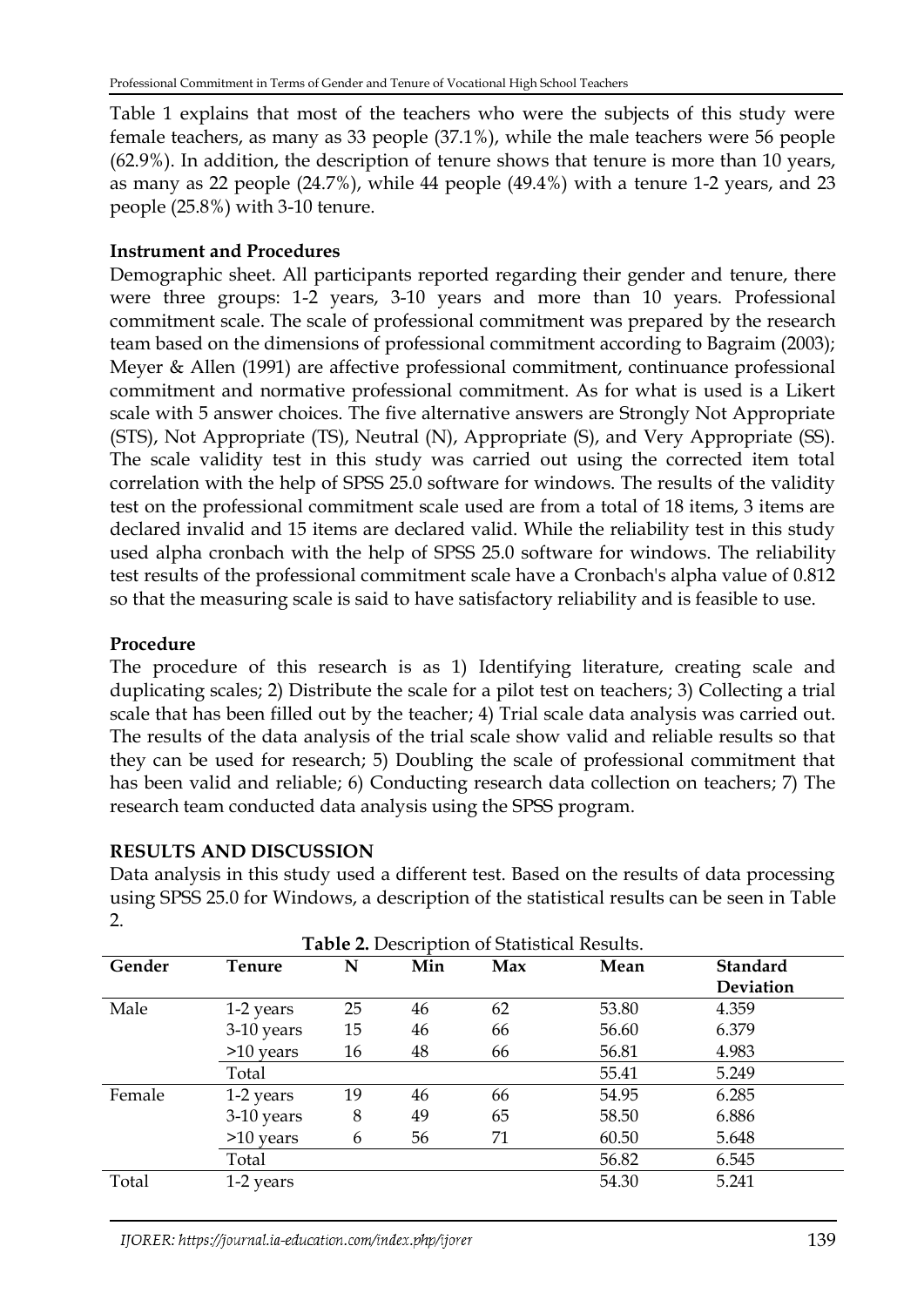Table 1 explains that most of the teachers who were the subjects of this study were female teachers, as many as 33 people (37.1%), while the male teachers were 56 people (62.9%). In addition, the description of tenure shows that tenure is more than 10 years, as many as 22 people (24.7%), while 44 people (49.4%) with a tenure 1-2 years, and 23 people (25.8%) with 3-10 tenure.

**Instrument and Procedures**

Demographic sheet. All participants reported regarding their gender and tenure, there were three groups: 1-2 years, 3-10 years and more than 10 years. Professional commitment scale. The scale of professional commitment was prepared by the research team based on the dimensions of professional commitment according to Bagraim (2003); Meyer & Allen (1991) are affective professional commitment, continuance professional commitment and normative professional commitment. As for what is used is a Likert scale with 5 answer choices. The five alternative answers are Strongly Not Appropriate (STS), Not Appropriate (TS), Neutral (N), Appropriate (S), and Very Appropriate (SS). The scale validity test in this study was carried out using the corrected item total correlation with the help of SPSS 25.0 software for windows. The results of the validity test on the professional commitment scale used are from a total of 18 items, 3 items are declared invalid and 15 items are declared valid. While the reliability test in this study used alpha cronbach with the help of SPSS 25.0 software for windows. The reliability test results of the professional commitment scale have a Cronbach's alpha value of 0.812 so that the measuring scale is said to have satisfactory reliability and is feasible to use.

**Procedure**

The procedure of this research is as 1) Identifying literature, creating scale and duplicating scales; 2) Distribute the scale for a pilot test on teachers; 3) Collecting a trial scale that has been filled out by the teacher; 4) Trial scale data analysis was carried out. The results of the data analysis of the trial scale show valid and reliable results so that they can be used for research; 5) Doubling the scale of professional commitment that has been valid and reliable; 6) Conducting research data collection on teachers; 7) The research team conducted data analysis using the SPSS program.

**RESULTS AND DISCUSSION**

Data analysis in this study used a different test. Based on the results of data processing using SPSS 25.0 for Windows, a description of the statistical results can be seen in Table 2.

**Table 2.** Description of Statistical Results.

| Gender | Tenure | N | Min | Max | Mean | Standard Deviation |
|---|---|---|---|---|---|---|
| Male | 1-2 years | 25 | 46 | 62 | 53.80 | 4.359 |
| | 3-10 years | 15 | 46 | 66 | 56.60 | 6.379 |
| | >10 years | 16 | 48 | 66 | 56.81 | 4.983 |
| | Total | | | | 55.41 | 5.249 |
| Female | 1-2 years | 19 | 46 | 66 | 54.95 | 6.285 |
| | 3-10 years | 8 | 49 | 65 | 58.50 | 6.886 |
| | >10 years | 6 | 56 | 71 | 60.50 | 5.648 |
| | Total | | | | 56.82 | 6.545 |
| Total | 1-2 years | | | | 54.30 | 5.241 |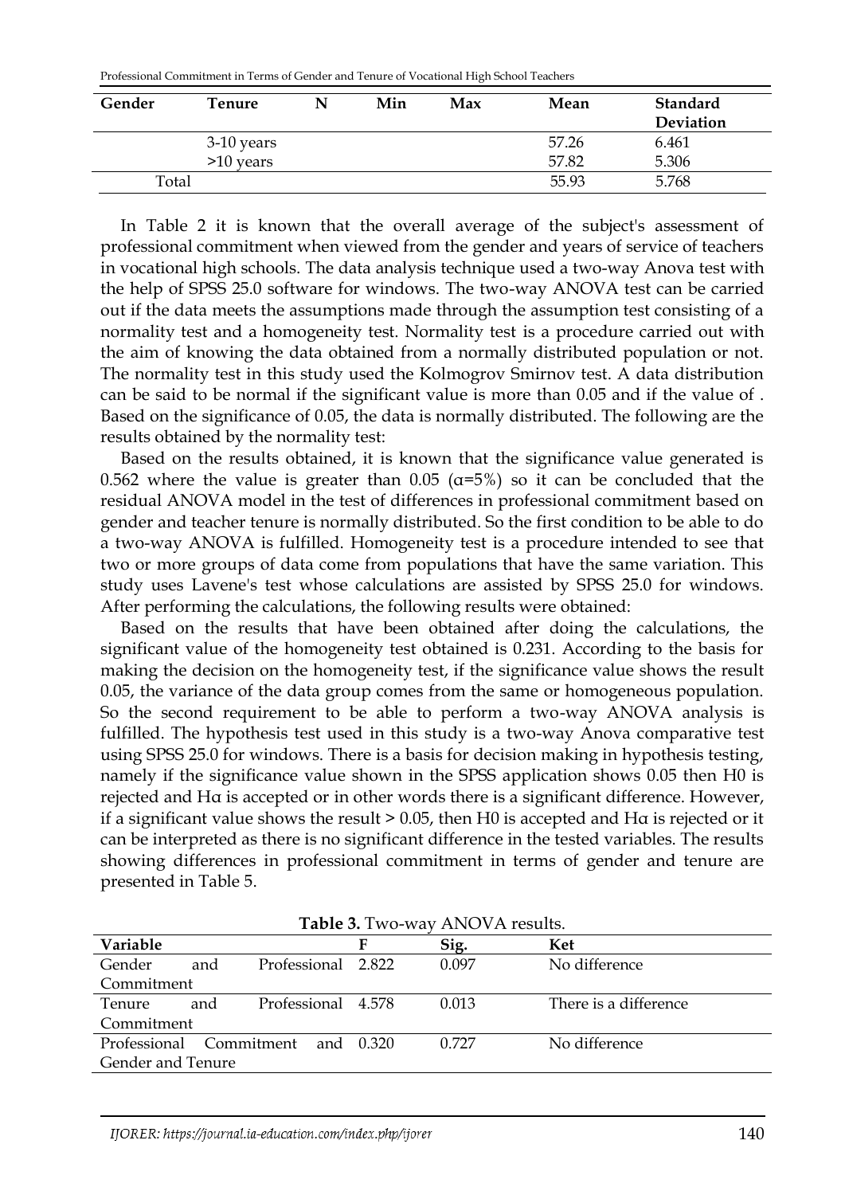Professional Commitment in Terms of Gender and Tenure of Vocational High School Teachers

| Gender | Tenure | N | Min | Max | Mean | Standard Deviation |
|---|---|---|---|---|---|---|
| | 3-10 years | | | | 57.26 | 6.461 |
| | >10 years | | | | 57.82 | 5.306 |
| Total | | | | | 55.93 | 5.768 |

In Table 2 it is known that the overall average of the subject's assessment of professional commitment when viewed from the gender and years of service of teachers in vocational high schools. The data analysis technique used a two-way Anova test with the help of SPSS 25.0 software for windows. The two-way ANOVA test can be carried out if the data meets the assumptions made through the assumption test consisting of a normality test and a homogeneity test. Normality test is a procedure carried out with the aim of knowing the data obtained from a normally distributed population or not. The normality test in this study used the Kolmogrov Smirnov test. A data distribution can be said to be normal if the significant value is more than 0.05 and if the value of . Based on the significance of 0.05, the data is normally distributed. The following are the results obtained by the normality test:

Based on the results obtained, it is known that the significance value generated is 0.562 where the value is greater than 0.05 ($\alpha$=5%) so it can be concluded that the residual ANOVA model in the test of differences in professional commitment based on gender and teacher tenure is normally distributed. So the first condition to be able to do a two-way ANOVA is fulfilled. Homogeneity test is a procedure intended to see that two or more groups of data come from populations that have the same variation. This study uses Lavene's test whose calculations are assisted by SPSS 25.0 for windows. After performing the calculations, the following results were obtained:

Based on the results that have been obtained after doing the calculations, the significant value of the homogeneity test obtained is 0.231. According to the basis for making the decision on the homogeneity test, if the significance value shows the result 0.05, the variance of the data group comes from the same or homogeneous population. So the second requirement to be able to perform a two-way ANOVA analysis is fulfilled. The hypothesis test used in this study is a two-way Anova comparative test using SPSS 25.0 for windows. There is a basis for decision making in hypothesis testing, namely if the significance value shown in the SPSS application shows 0.05 then H0 is rejected and H$\alpha$ is accepted or in other words there is a significant difference. However, if a significant value shows the result > 0.05, then H0 is accepted and H$\alpha$ is rejected or it can be interpreted as there is no significant difference in the tested variables. The results showing differences in professional commitment in terms of gender and tenure are presented in Table 5.

**Table 3.** Two-way ANOVA results.

| Variable | F | Sig. | Ket |
|---|---|---|---|
| Gender and Professional Commitment | 2.822 | 0.097 | No difference |
| Tenure and Professional Commitment | 4.578 | 0.013 | There is a difference |
| Professional Commitment and Gender and Tenure | 0.320 | 0.727 | No difference |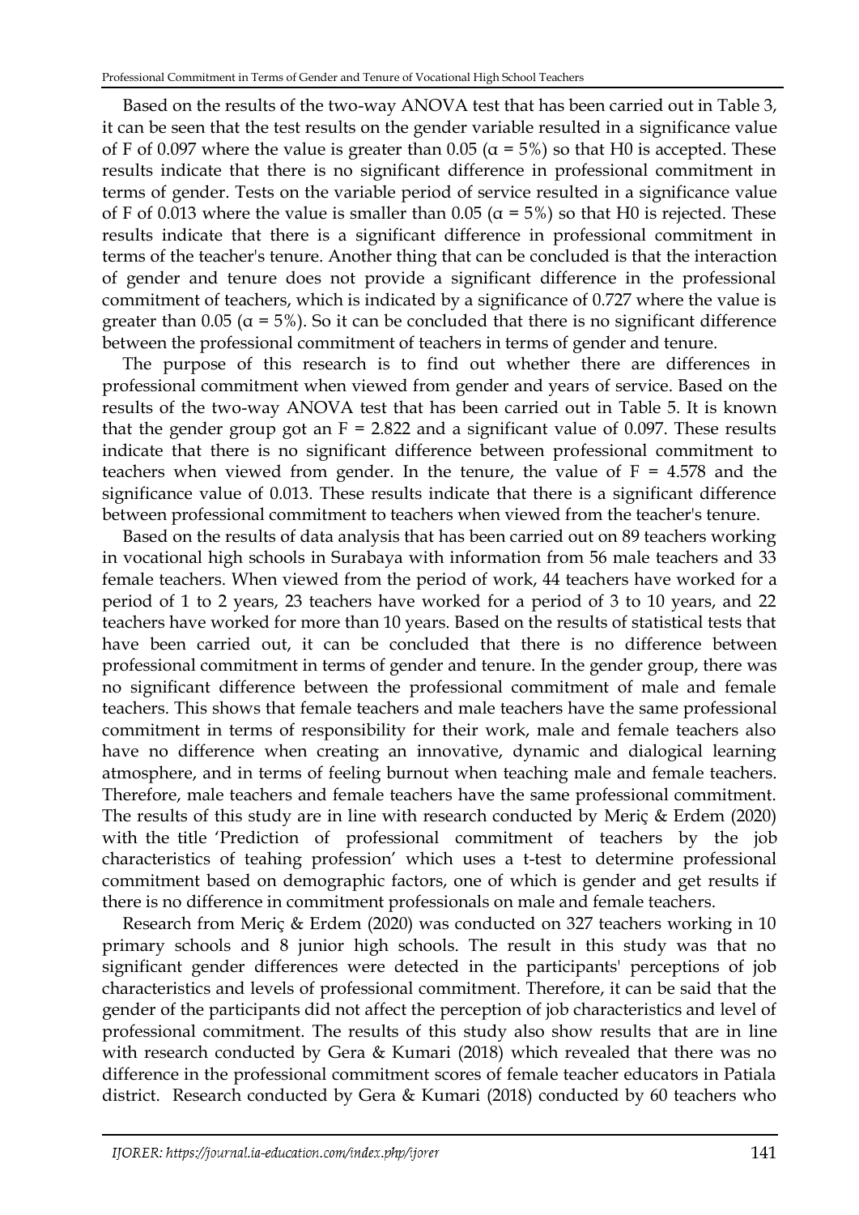Based on the results of the two-way ANOVA test that has been carried out in Table 3, it can be seen that the test results on the gender variable resulted in a significance value of F of 0.097 where the value is greater than 0.05 (α = 5%) so that H0 is accepted. These results indicate that there is no significant difference in professional commitment in terms of gender. Tests on the variable period of service resulted in a significance value of F of 0.013 where the value is smaller than 0.05 (α = 5%) so that H0 is rejected. These results indicate that there is a significant difference in professional commitment in terms of the teacher's tenure. Another thing that can be concluded is that the interaction of gender and tenure does not provide a significant difference in the professional commitment of teachers, which is indicated by a significance of 0.727 where the value is greater than 0.05 (α = 5%). So it can be concluded that there is no significant difference between the professional commitment of teachers in terms of gender and tenure.

The purpose of this research is to find out whether there are differences in professional commitment when viewed from gender and years of service. Based on the results of the two-way ANOVA test that has been carried out in Table 5. It is known that the gender group got an $F = 2.822$ and a significant value of 0.097. These results indicate that there is no significant difference between professional commitment to teachers when viewed from gender. In the tenure, the value of $F = 4.578$ and the significance value of 0.013. These results indicate that there is a significant difference between professional commitment to teachers when viewed from the teacher's tenure.

Based on the results of data analysis that has been carried out on 89 teachers working in vocational high schools in Surabaya with information from 56 male teachers and 33 female teachers. When viewed from the period of work, 44 teachers have worked for a period of 1 to 2 years, 23 teachers have worked for a period of 3 to 10 years, and 22 teachers have worked for more than 10 years. Based on the results of statistical tests that have been carried out, it can be concluded that there is no difference between professional commitment in terms of gender and tenure. In the gender group, there was no significant difference between the professional commitment of male and female teachers. This shows that female teachers and male teachers have the same professional commitment in terms of responsibility for their work, male and female teachers also have no difference when creating an innovative, dynamic and dialogical learning atmosphere, and in terms of feeling burnout when teaching male and female teachers. Therefore, male teachers and female teachers have the same professional commitment. The results of this study are in line with research conducted by Meriç & Erdem (2020) with the title 'Prediction of professional commitment of teachers by the job characteristics of teahing profession' which uses a t-test to determine professional commitment based on demographic factors, one of which is gender and get results if there is no difference in commitment professionals on male and female teachers.

Research from Meriç & Erdem (2020) was conducted on 327 teachers working in 10 primary schools and 8 junior high schools. The result in this study was that no significant gender differences were detected in the participants' perceptions of job characteristics and levels of professional commitment. Therefore, it can be said that the gender of the participants did not affect the perception of job characteristics and level of professional commitment. The results of this study also show results that are in line with research conducted by Gera & Kumari (2018) which revealed that there was no difference in the professional commitment scores of female teacher educators in Patiala district. Research conducted by Gera & Kumari (2018) conducted by 60 teachers who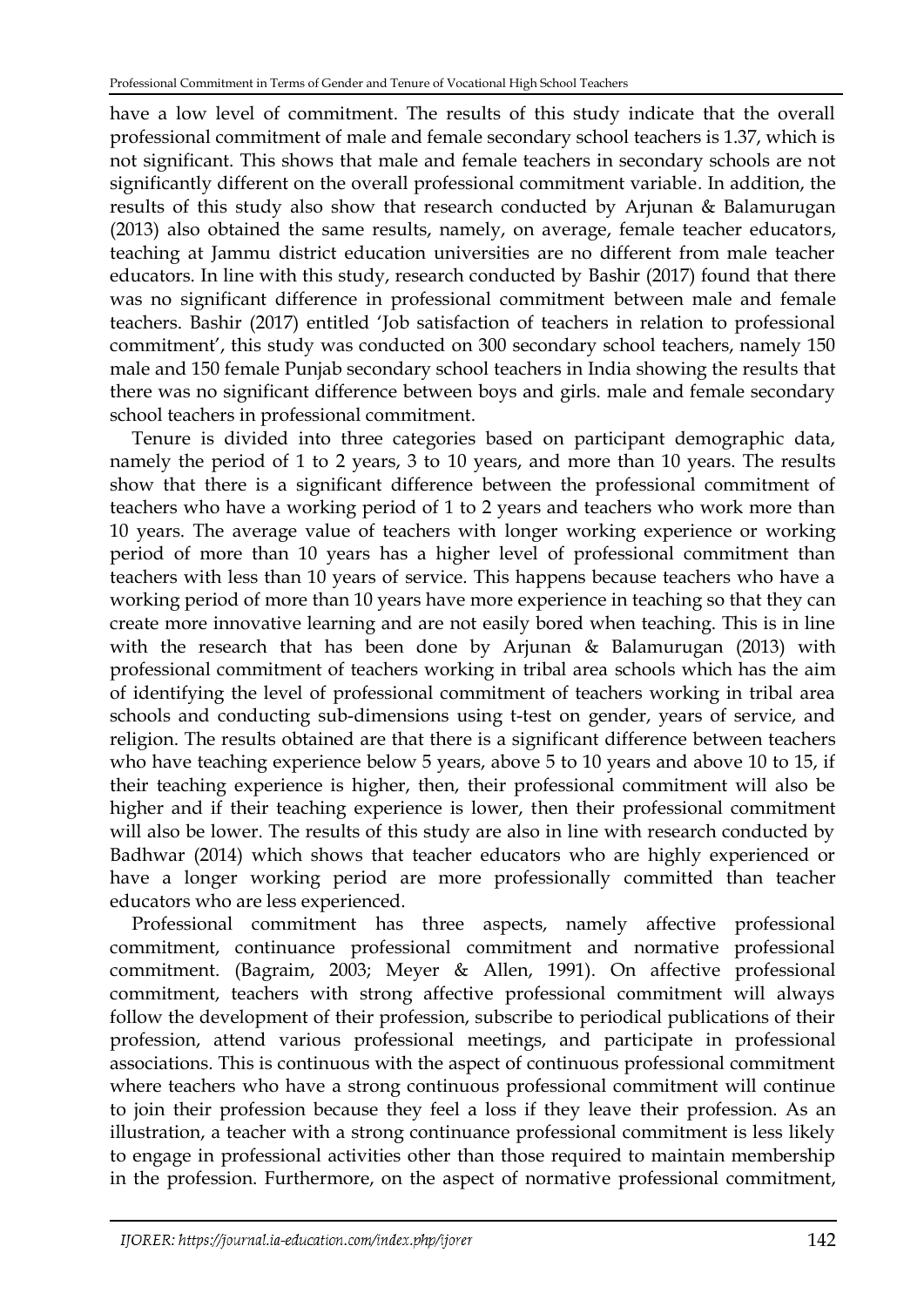have a low level of commitment. The results of this study indicate that the overall professional commitment of male and female secondary school teachers is 1.37, which is not significant. This shows that male and female teachers in secondary schools are not significantly different on the overall professional commitment variable. In addition, the results of this study also show that research conducted by Arjunan & Balamurugan (2013) also obtained the same results, namely, on average, female teacher educators, teaching at Jammu district education universities are no different from male teacher educators. In line with this study, research conducted by Bashir (2017) found that there was no significant difference in professional commitment between male and female teachers. Bashir (2017) entitled 'Job satisfaction of teachers in relation to professional commitment', this study was conducted on 300 secondary school teachers, namely 150 male and 150 female Punjab secondary school teachers in India showing the results that there was no significant difference between boys and girls. male and female secondary school teachers in professional commitment.

Tenure is divided into three categories based on participant demographic data, namely the period of 1 to 2 years, 3 to 10 years, and more than 10 years. The results show that there is a significant difference between the professional commitment of teachers who have a working period of 1 to 2 years and teachers who work more than 10 years. The average value of teachers with longer working experience or working period of more than 10 years has a higher level of professional commitment than teachers with less than 10 years of service. This happens because teachers who have a working period of more than 10 years have more experience in teaching so that they can create more innovative learning and are not easily bored when teaching. This is in line with the research that has been done by Arjunan & Balamurugan (2013) with professional commitment of teachers working in tribal area schools which has the aim of identifying the level of professional commitment of teachers working in tribal area schools and conducting sub-dimensions using t-test on gender, years of service, and religion. The results obtained are that there is a significant difference between teachers who have teaching experience below 5 years, above 5 to 10 years and above 10 to 15, if their teaching experience is higher, then, their professional commitment will also be higher and if their teaching experience is lower, then their professional commitment will also be lower. The results of this study are also in line with research conducted by Badhwar (2014) which shows that teacher educators who are highly experienced or have a longer working period are more professionally committed than teacher educators who are less experienced.

Professional commitment has three aspects, namely affective professional commitment, continuance professional commitment and normative professional commitment. (Bagraim, 2003; Meyer & Allen, 1991). On affective professional commitment, teachers with strong affective professional commitment will always follow the development of their profession, subscribe to periodical publications of their profession, attend various professional meetings, and participate in professional associations. This is continuous with the aspect of continuous professional commitment where teachers who have a strong continuous professional commitment will continue to join their profession because they feel a loss if they leave their profession. As an illustration, a teacher with a strong continuance professional commitment is less likely to engage in professional activities other than those required to maintain membership in the profession. Furthermore, on the aspect of normative professional commitment,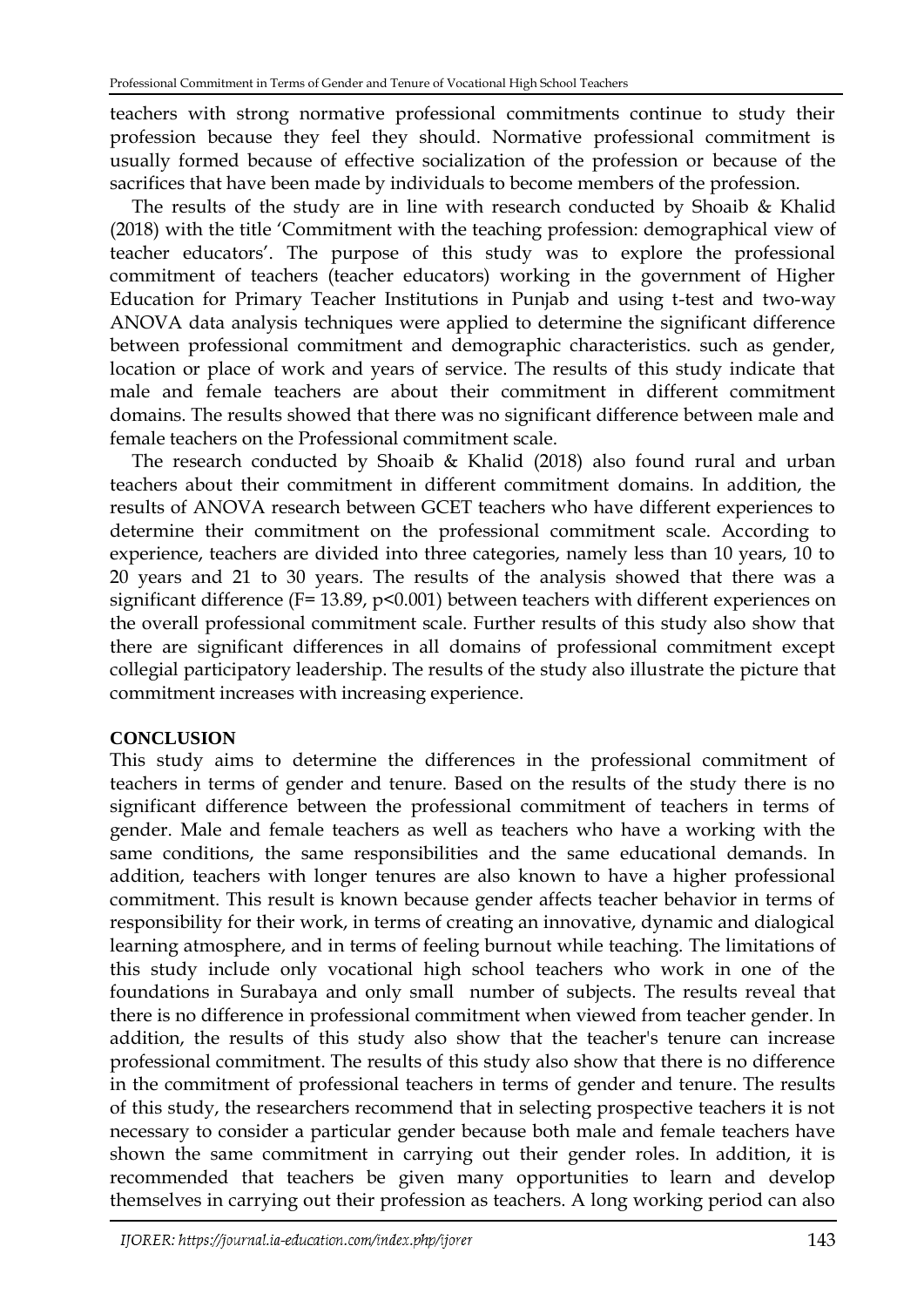teachers with strong normative professional commitments continue to study their profession because they feel they should. Normative professional commitment is usually formed because of effective socialization of the profession or because of the sacrifices that have been made by individuals to become members of the profession.

The results of the study are in line with research conducted by Shoaib & Khalid (2018) with the title 'Commitment with the teaching profession: demographical view of teacher educators'. The purpose of this study was to explore the professional commitment of teachers (teacher educators) working in the government of Higher Education for Primary Teacher Institutions in Punjab and using t-test and two-way ANOVA data analysis techniques were applied to determine the significant difference between professional commitment and demographic characteristics. such as gender, location or place of work and years of service. The results of this study indicate that male and female teachers are about their commitment in different commitment domains. The results showed that there was no significant difference between male and female teachers on the Professional commitment scale.

The research conducted by Shoaib & Khalid (2018) also found rural and urban teachers about their commitment in different commitment domains. In addition, the results of ANOVA research between GCET teachers who have different experiences to determine their commitment on the professional commitment scale. According to experience, teachers are divided into three categories, namely less than 10 years, 10 to 20 years and 21 to 30 years. The results of the analysis showed that there was a significant difference ($F= 13.89$, $p<0.001$) between teachers with different experiences on the overall professional commitment scale. Further results of this study also show that there are significant differences in all domains of professional commitment except collegial participatory leadership. The results of the study also illustrate the picture that commitment increases with increasing experience.

## CONCLUSION

This study aims to determine the differences in the professional commitment of teachers in terms of gender and tenure. Based on the results of the study there is no significant difference between the professional commitment of teachers in terms of gender. Male and female teachers as well as teachers who have a working with the same conditions, the same responsibilities and the same educational demands. In addition, teachers with longer tenures are also known to have a higher professional commitment. This result is known because gender affects teacher behavior in terms of responsibility for their work, in terms of creating an innovative, dynamic and dialogical learning atmosphere, and in terms of feeling burnout while teaching. The limitations of this study include only vocational high school teachers who work in one of the foundations in Surabaya and only small number of subjects. The results reveal that there is no difference in professional commitment when viewed from teacher gender. In addition, the results of this study also show that the teacher's tenure can increase professional commitment. The results of this study also show that there is no difference in the commitment of professional teachers in terms of gender and tenure. The results of this study, the researchers recommend that in selecting prospective teachers it is not necessary to consider a particular gender because both male and female teachers have shown the same commitment in carrying out their gender roles. In addition, it is recommended that teachers be given many opportunities to learn and develop themselves in carrying out their profession as teachers. A long working period can also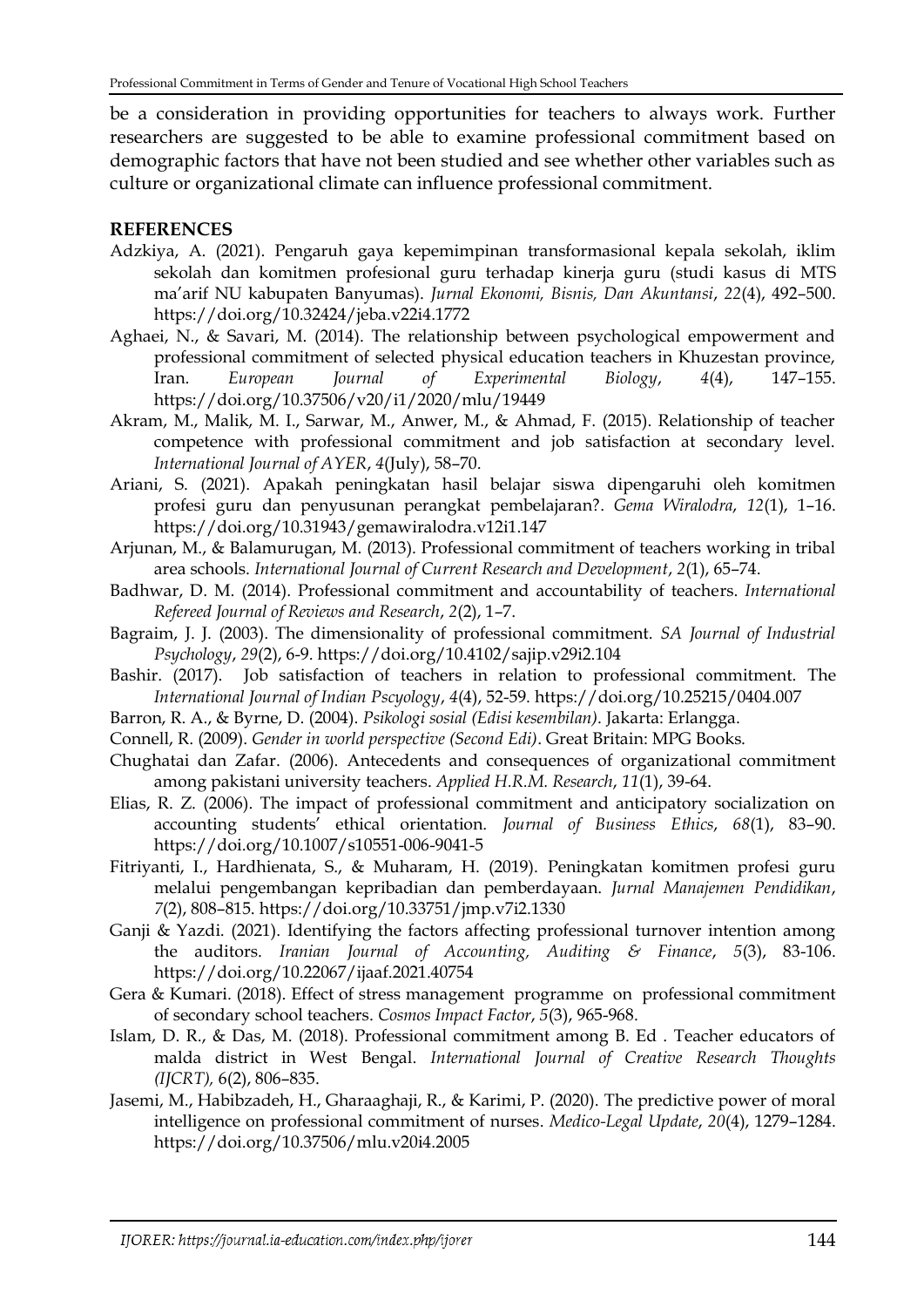be a consideration in providing opportunities for teachers to always work. Further researchers are suggested to be able to examine professional commitment based on demographic factors that have not been studied and see whether other variables such as culture or organizational climate can influence professional commitment.

## REFERENCES

Adzkiya, A. (2021). Pengaruh gaya kepemimpinan transformasional kepala sekolah, iklim sekolah dan komitmen profesional guru terhadap kinerja guru (studi kasus di MTS ma'arif NU kabupaten Banyumas). *Jurnal Ekonomi, Bisnis, Dan Akuntansi*, *22*(4), 492–500. https://doi.org/10.32424/jeba.v22i4.1772

Aghaei, N., & Savari, M. (2014). The relationship between psychological empowerment and professional commitment of selected physical education teachers in Khuzestan province, Iran. *European Journal of Experimental Biology*, *4*(4), 147–155. https://doi.org/10.37506/v20/i1/2020/mlu/19449

Akram, M., Malik, M. I., Sarwar, M., Anwer, M., & Ahmad, F. (2015). Relationship of teacher competence with professional commitment and job satisfaction at secondary level. *International Journal of AYER*, *4*(July), 58–70.

Ariani, S. (2021). Apakah peningkatan hasil belajar siswa dipengaruhi oleh komitmen profesi guru dan penyusunan perangkat pembelajaran?. *Gema Wiralodra*, *12*(1), 1–16. https://doi.org/10.31943/gemawiralodra.v12i1.147

Arjunan, M., & Balamurugan, M. (2013). Professional commitment of teachers working in tribal area schools. *International Journal of Current Research and Development*, *2*(1), 65–74.

Badhwar, D. M. (2014). Professional commitment and accountability of teachers. *International Refereed Journal of Reviews and Research*, *2*(2), 1–7.

Bagraim, J. J. (2003). The dimensionality of professional commitment. *SA Journal of Industrial Psychology*, *29*(2), 6-9. https://doi.org/10.4102/sajip.v29i2.104

Bashir. (2017). Job satisfaction of teachers in relation to professional commitment. The *International Journal of Indian Pscyology*, *4*(4), 52-59. https://doi.org/10.25215/0404.007

Barron, R. A., & Byrne, D. (2004). *Psikologi sosial (Edisi kesembilan)*. Jakarta: Erlangga.

Connell, R. (2009). *Gender in world perspective (Second Edi)*. Great Britain: MPG Books.

Chughatai dan Zafar. (2006). Antecedents and consequences of organizational commitment among pakistani university teachers. *Applied H.R.M. Research*, *11*(1), 39-64.

Elias, R. Z. (2006). The impact of professional commitment and anticipatory socialization on accounting students' ethical orientation. *Journal of Business Ethics*, *68*(1), 83–90. https://doi.org/10.1007/s10551-006-9041-5

Fitriyanti, I., Hardhienata, S., & Muharam, H. (2019). Peningkatan komitmen profesi guru melalui pengembangan kepribadian dan pemberdayaan. *Jurnal Manajemen Pendidikan*, *7*(2), 808–815. https://doi.org/10.33751/jmp.v7i2.1330

Ganji & Yazdi. (2021). Identifying the factors affecting professional turnover intention among the auditors. *Iranian Journal of Accounting, Auditing & Finance*, *5*(3), 83-106. https://doi.org/10.22067/ijaaf.2021.40754

Gera & Kumari. (2018). Effect of stress management programme on professional commitment of secondary school teachers. *Cosmos Impact Factor*, *5*(3), 965-968.

Islam, D. R., & Das, M. (2018). Professional commitment among B. Ed . Teacher educators of malda district in West Bengal. *International Journal of Creative Research Thoughts (IJCRT),* 6(2), 806–835.

Jasemi, M., Habibzadeh, H., Gharaaghaji, R., & Karimi, P. (2020). The predictive power of moral intelligence on professional commitment of nurses. *Medico-Legal Update*, *20*(4), 1279–1284. https://doi.org/10.37506/mlu.v20i4.2005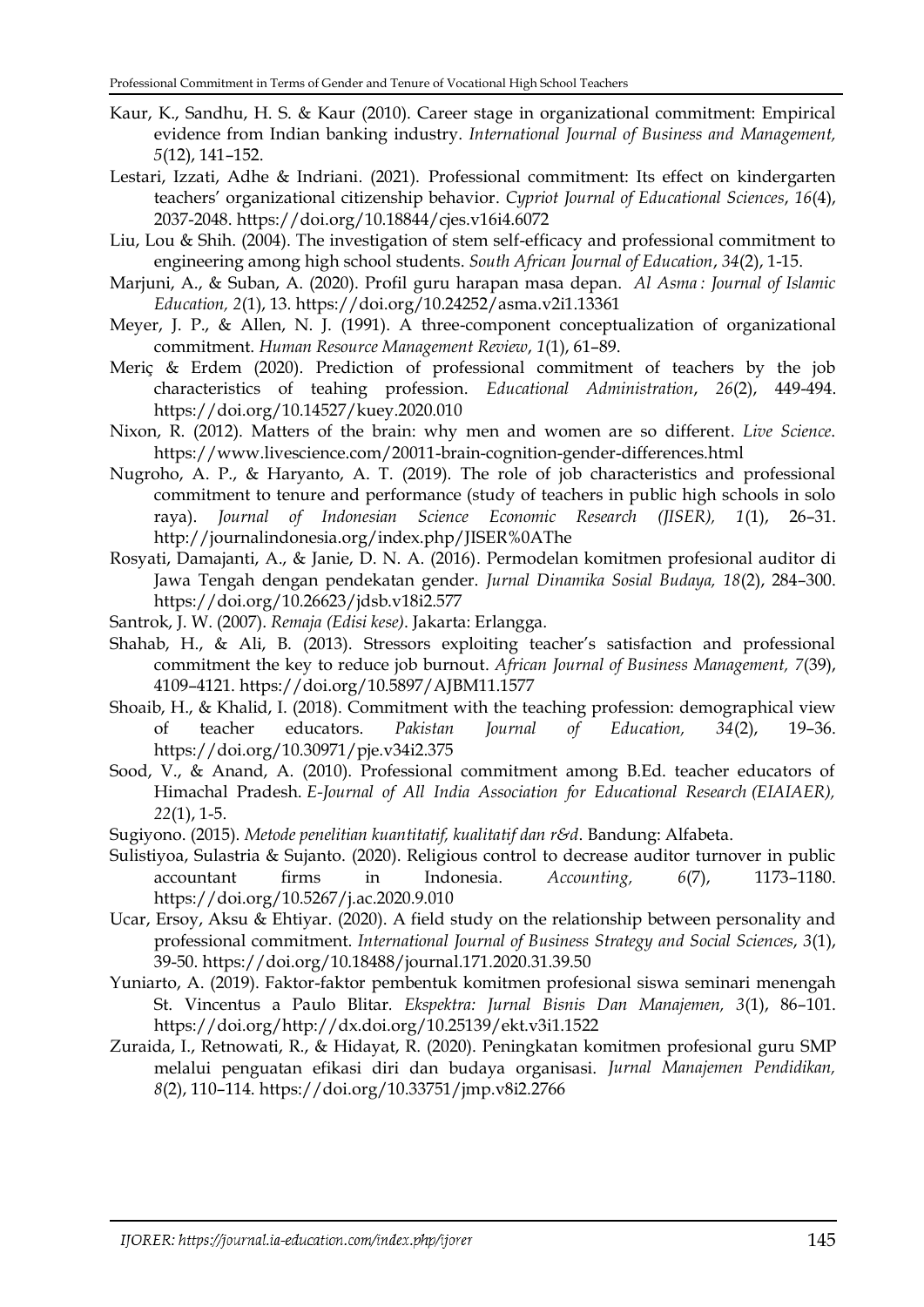Kaur, K., Sandhu, H. S. & Kaur (2010). Career stage in organizational commitment: Empirical evidence from Indian banking industry. *International Journal of Business and Management, 5*(12), 141–152.

Lestari, Izzati, Adhe & Indriani. (2021). Professional commitment: Its effect on kindergarten teachers' organizational citizenship behavior. *Cypriot Journal of Educational Sciences*, *16*(4), 2037-2048. https://doi.org/10.18844/cjes.v16i4.6072

Liu, Lou & Shih. (2004). The investigation of stem self-efficacy and professional commitment to engineering among high school students. *South African Journal of Education*, *34*(2), 1-15.

Marjuni, A., & Suban, A. (2020). Profil guru harapan masa depan. *Al Asma : Journal of Islamic Education, 2*(1), 13. https://doi.org/10.24252/asma.v2i1.13361

Meyer, J. P., & Allen, N. J. (1991). A three-component conceptualization of organizational commitment. *Human Resource Management Review*, *1*(1), 61–89.

Meriç & Erdem (2020). Prediction of professional commitment of teachers by the job characteristics of teahing profession. *Educational Administration*, *26*(2), 449-494. https://doi.org/10.14527/kuey.2020.010

Nixon, R. (2012). Matters of the brain: why men and women are so different. *Live Science*. https://www.livescience.com/20011-brain-cognition-gender-differences.html

Nugroho, A. P., & Haryanto, A. T. (2019). The role of job characteristics and professional commitment to tenure and performance (study of teachers in public high schools in solo raya). *Journal of Indonesian Science Economic Research (JISER), 1*(1), 26–31. http://journalindonesia.org/index.php/JISER%0AThe

Rosyati, Damajanti, A., & Janie, D. N. A. (2016). Permodelan komitmen profesional auditor di Jawa Tengah dengan pendekatan gender. *Jurnal Dinamika Sosial Budaya, 18*(2), 284–300. https://doi.org/10.26623/jdsb.v18i2.577

Santrok, J. W. (2007). *Remaja (Edisi kese)*. Jakarta: Erlangga.

Shahab, H., & Ali, B. (2013). Stressors exploiting teacher's satisfaction and professional commitment the key to reduce job burnout. *African Journal of Business Management, 7*(39), 4109–4121. https://doi.org/10.5897/AJBM11.1577

Shoaib, H., & Khalid, I. (2018). Commitment with the teaching profession: demographical view of teacher educators. *Pakistan Journal of Education, 34*(2), 19–36. https://doi.org/10.30971/pje.v34i2.375

Sood, V., & Anand, A. (2010). Professional commitment among B.Ed. teacher educators of Himachal Pradesh. *E-Journal of All India Association for Educational Research (EIAIAER), 22*(1), 1-5.

Sugiyono. (2015). *Metode penelitian kuantitatif, kualitatif dan r&d*. Bandung: Alfabeta.

Sulistiyoa, Sulastria & Sujanto. (2020). Religious control to decrease auditor turnover in public accountant firms in Indonesia. *Accounting, 6*(7), 1173–1180. https://doi.org/10.5267/j.ac.2020.9.010

Ucar, Ersoy, Aksu & Ehtiyar. (2020). A field study on the relationship between personality and professional commitment. *International Journal of Business Strategy and Social Sciences*, *3*(1), 39-50. https://doi.org/10.18488/journal.171.2020.31.39.50

Yuniarto, A. (2019). Faktor-faktor pembentuk komitmen profesional siswa seminari menengah St. Vincentus a Paulo Blitar. *Ekspektra: Jurnal Bisnis Dan Manajemen, 3*(1), 86–101. https://doi.org/http://dx.doi.org/10.25139/ekt.v3i1.1522

Zuraida, I., Retnowati, R., & Hidayat, R. (2020). Peningkatan komitmen profesional guru SMP melalui penguatan efikasi diri dan budaya organisasi. *Jurnal Manajemen Pendidikan, 8*(2), 110–114. https://doi.org/10.33751/jmp.v8i2.2766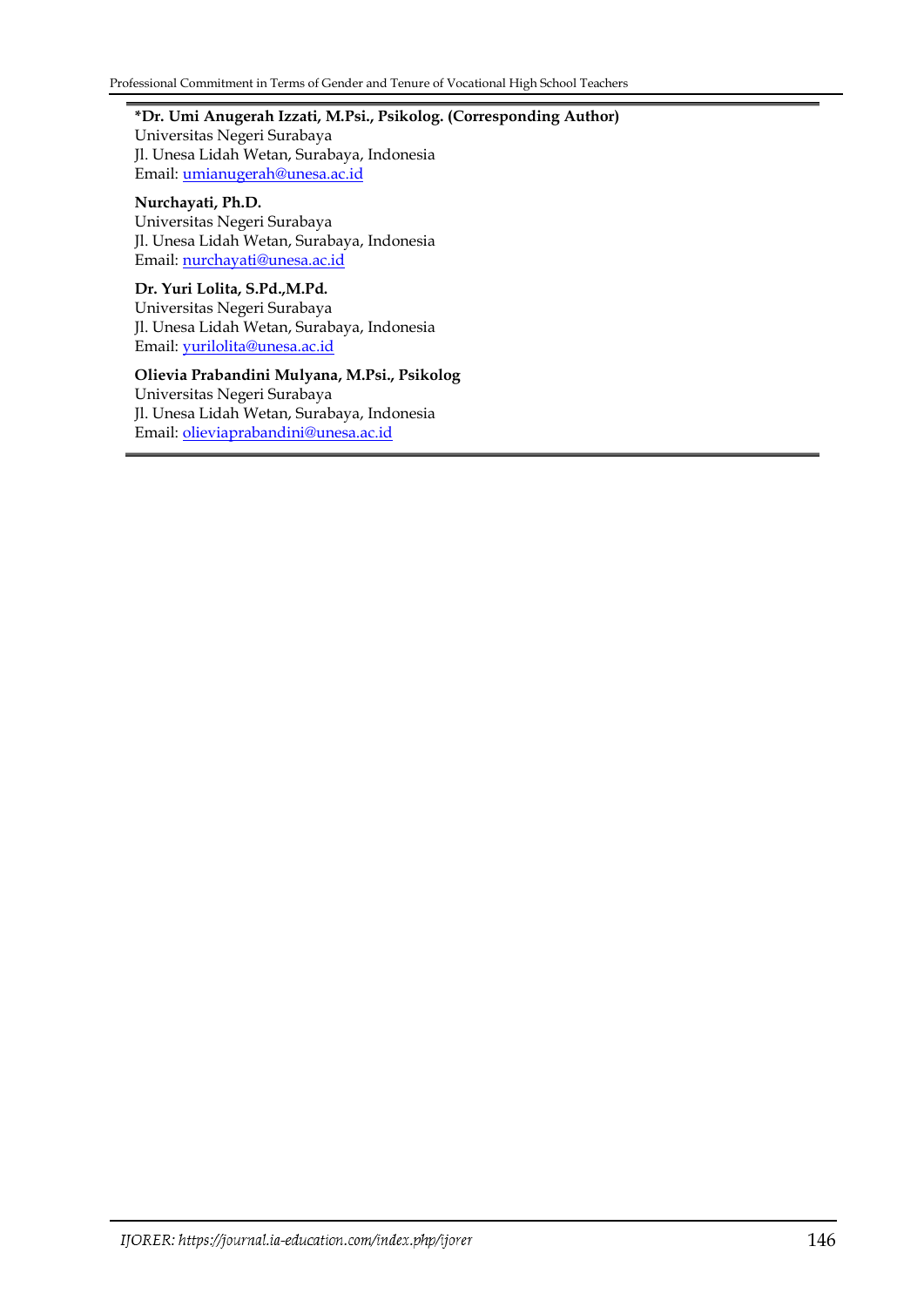**\*Dr. Umi Anugerah Izzati, M.Psi., Psikolog. (Corresponding Author)**
Universitas Negeri Surabaya
Jl. Unesa Lidah Wetan, Surabaya, Indonesia
Email: umianugerah@unesa.ac.id

**Nurchayati, Ph.D.**
Universitas Negeri Surabaya
Jl. Unesa Lidah Wetan, Surabaya, Indonesia
Email: nurchayati@unesa.ac.id

**Dr. Yuri Lolita, S.Pd.,M.Pd.**
Universitas Negeri Surabaya
Jl. Unesa Lidah Wetan, Surabaya, Indonesia
Email: yurilolita@unesa.ac.id

**Olievia Prabandini Mulyana, M.Psi., Psikolog**
Universitas Negeri Surabaya
Jl. Unesa Lidah Wetan, Surabaya, Indonesia
Email: olieviaprabandini@unesa.ac.id